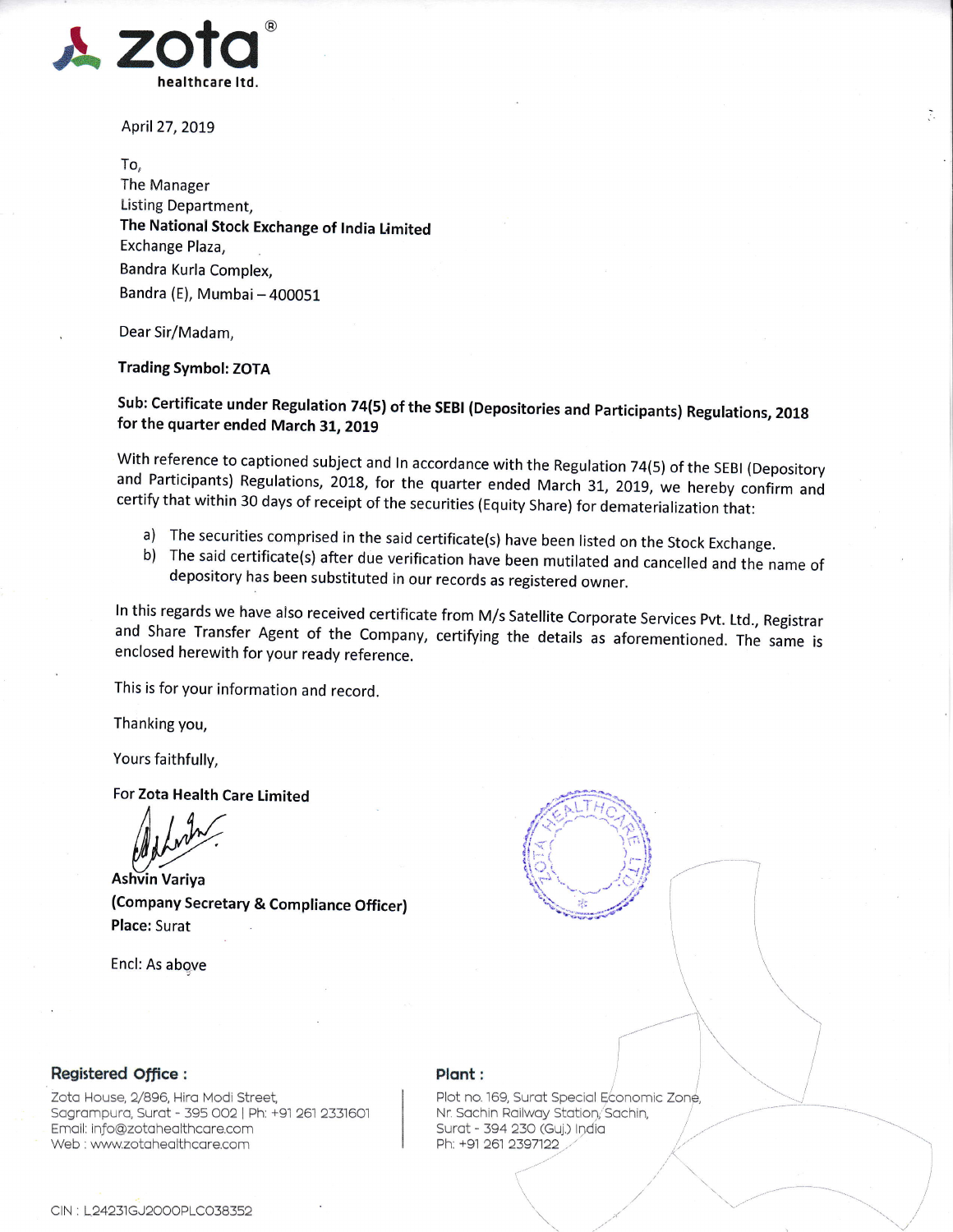zota®
healthcare ltd.

April 27, 2019

To,
The Manager
Listing Department,
**The National Stock Exchange of India Limited**
Exchange Plaza,
Bandra Kurla Complex,
Bandra (E), Mumbai – 400051

Dear Sir/Madam,

**Trading Symbol: ZOTA**

**Sub: Certificate under Regulation 74(5) of the SEBI (Depositories and Participants) Regulations, 2018 for the quarter ended March 31, 2019**

With reference to captioned subject and In accordance with the Regulation 74(5) of the SEBI (Depository and Participants) Regulations, 2018, for the quarter ended March 31, 2019, we hereby confirm and certify that within 30 days of receipt of the securities (Equity Share) for dematerialization that:

a) The securities comprised in the said certificate(s) have been listed on the Stock Exchange.
b) The said certificate(s) after due verification have been mutilated and cancelled and the name of depository has been substituted in our records as registered owner.

In this regards we have also received certificate from M/s Satellite Corporate Services Pvt. Ltd., Registrar and Share Transfer Agent of the Company, certifying the details as aforementioned. The same is enclosed herewith for your ready reference.

This is for your information and record.

Thanking you,

Yours faithfully,

For **Zota Health Care Limited**

**Ashvin Variya**
**(Company Secretary & Compliance Officer)**
**Place:** Surat

Encl: As above

**Registered Office :**
Zota House, 2/896, Hira Modi Street,
Sagrampura, Surat - 395 002 | Ph: +91 261 2331601
Email: info@zotahealthcare.com
Web : www.zotahealthcare.com

**Plant :**
Plot no. 169, Surat Special Economic Zone,
Nr. Sachin Railway Station, Sachin,
Surat - 394 230 (Guj.) India
Ph: +91 261 2397122

CIN : L24231GJ2000PLC038352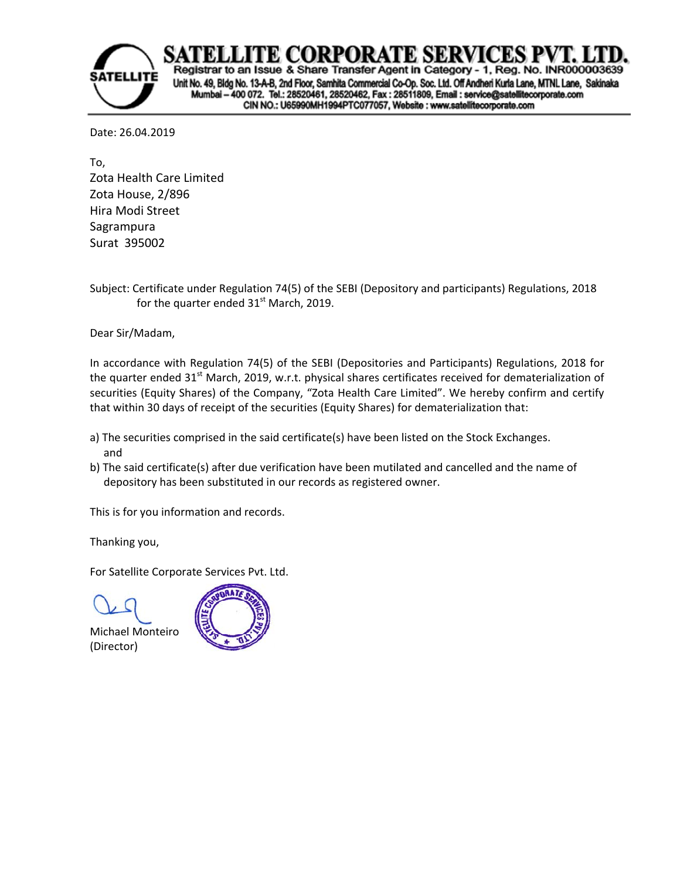# SATELLITE CORPORATE SERVICES PVT. LTD.

Registrar to an Issue & Share Transfer Agent in Category - 1, Reg. No. INR000003639

Unit No. 49, Bldg No. 13-A-B, 2nd Floor, Samhita Commercial Co-Op. Soc. Ltd. Off Andheri Kurla Lane, MTNL Lane, Sakinaka Mumbai – 400 072. Tel.: 28520461, 28520462, Fax : 28511809, Email : service@satellitecorporate.com

CIN NO.: U65990MH1994PTC077057, Website : www.satellitecorporate.com

Date: 26.04.2019

To,
Zota Health Care Limited
Zota House, 2/896
Hira Modi Street
Sagrampura
Surat 395002

Subject: Certificate under Regulation 74(5) of the SEBI (Depository and participants) Regulations, 2018 for the quarter ended 31st March, 2019.

Dear Sir/Madam,

In accordance with Regulation 74(5) of the SEBI (Depositories and Participants) Regulations, 2018 for the quarter ended 31st March, 2019, w.r.t. physical shares certificates received for dematerialization of securities (Equity Shares) of the Company, "Zota Health Care Limited". We hereby confirm and certify that within 30 days of receipt of the securities (Equity Shares) for dematerialization that:

a) The securities comprised in the said certificate(s) have been listed on the Stock Exchanges. and
b) The said certificate(s) after due verification have been mutilated and cancelled and the name of depository has been substituted in our records as registered owner.

This is for you information and records.

Thanking you,

For Satellite Corporate Services Pvt. Ltd.

Michael Monteiro
(Director)